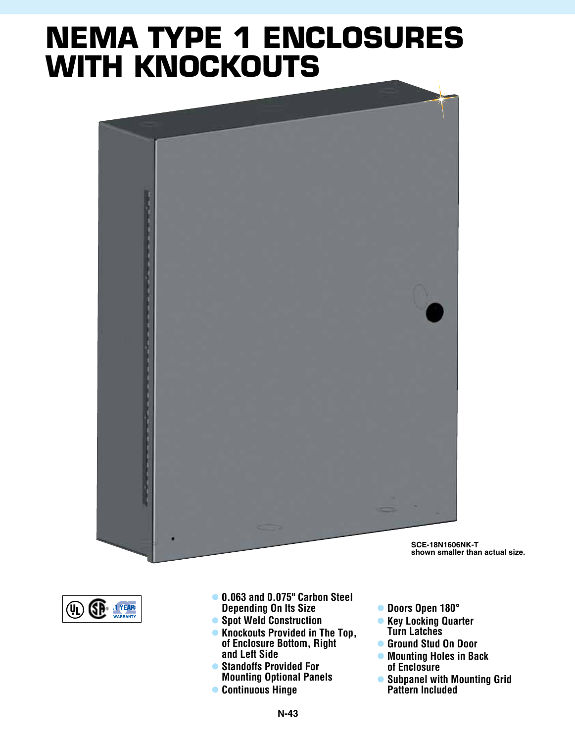# NEMA TYPE 1 ENCLOSURES WITH KNOCKOUTS

SCE-18N1606NK-T
shown smaller than actual size.

- 0.063 and 0.075" Carbon Steel Depending On Its Size
- Spot Weld Construction
- Knockouts Provided in The Top, of Enclosure Bottom, Right and Left Side
- Standoffs Provided For Mounting Optional Panels
- Continuous Hinge
- Doors Open 180°
- Key Locking Quarter Turn Latches
- Ground Stud On Door
- Mounting Holes in Back of Enclosure
- Subpanel with Mounting Grid Pattern Included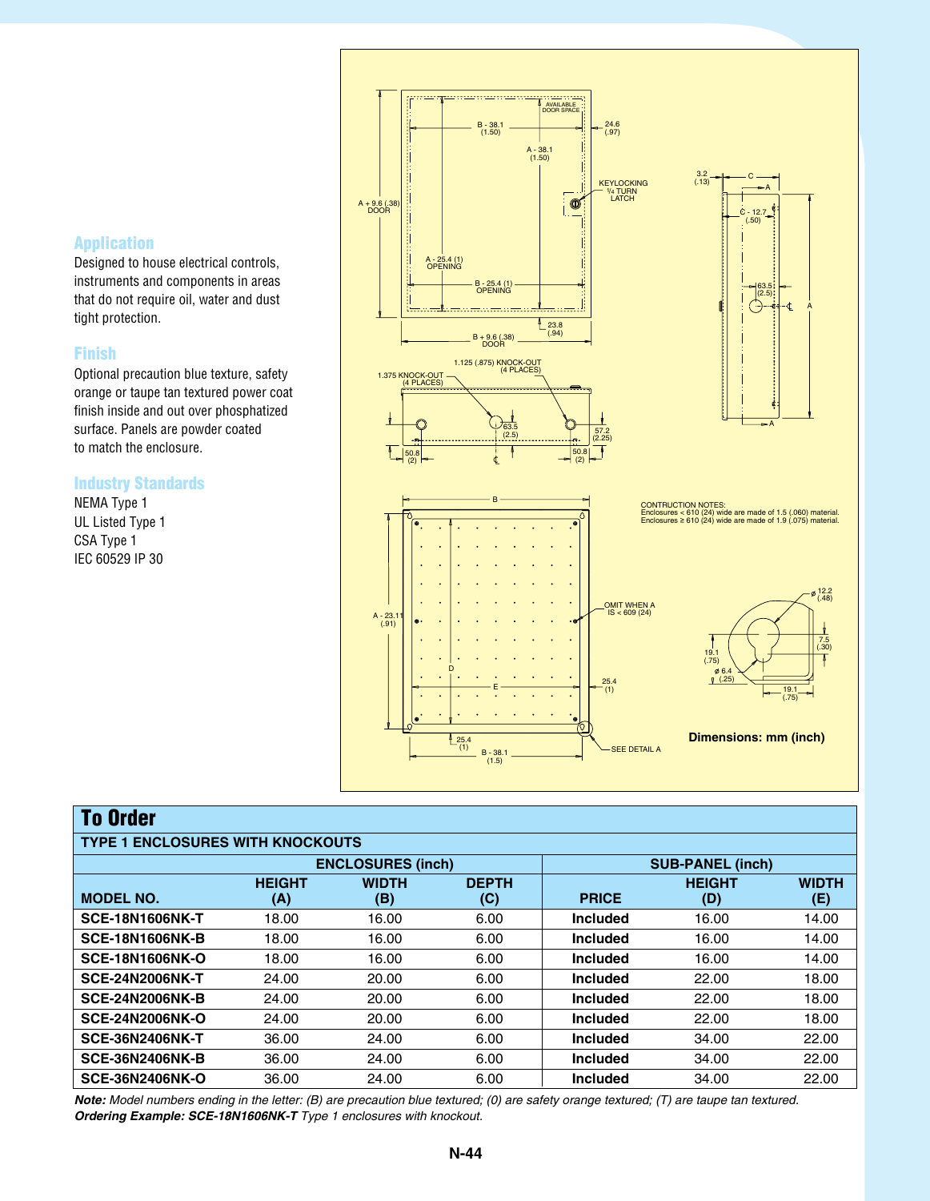## Application

Designed to house electrical controls, instruments and components in areas that do not require oil, water and dust tight protection.

## Finish

Optional precaution blue texture, safety orange or taupe tan textured power coat finish inside and out over phosphatized surface. Panels are powder coated to match the enclosure.

## Industry Standards

NEMA Type 1
UL Listed Type 1
CSA Type 1
IEC 60529 IP 30

AVAILABLE DOOR SPACE
B - 38.1 (1.50)
24.6 (.97)
A - 38.1 (1.50)
KEYLOCKING 1/4 TURN LATCH
A + 9.6 (.38) DOOR
A - 25.4 (1) OPENING
B - 25.4 (1) OPENING
23.8 (.94)
B + 9.6 (.38) DOOR
3.2 (.13)
C
A
C - 12.7 (.50)
63.5 (2.5)
A
1.125 (.875) KNOCK-OUT (4 PLACES)
1.375 KNOCK-OUT (4 PLACES)
63.5 (2.5)
57.2 (2.25)
50.8 (2)
50.8 (2)
B
A - 23.11 (.91)
D
E
OMIT WHEN A IS < 609 (24)
25.4 (1)
25.4 (1)
B - 38.1 (1.5)
SEE DETAIL A

CONTRUCTION NOTES:
Enclosures < 610 (24) wide are made of 1.5 (.060) material.
Enclosures ≥ 610 (24) wide are made of 1.9 (.075) material.

ø 12.2 (.48)
7.5 (.30)
19.1 (.75)
ø 6.4 (.25)
19.1 (.75)

**Dimensions: mm (inch)**

## To Order

**TYPE 1 ENCLOSURES WITH KNOCKOUTS**

| MODEL NO. | ENCLOSURES (inch) HEIGHT (A) | WIDTH (B) | DEPTH (C) | PRICE | SUB-PANEL (inch) HEIGHT (D) | WIDTH (E) |
|---|---|---|---|---|---|---|
| **SCE-18N1606NK-T** | 18.00 | 16.00 | 6.00 | **Included** | 16.00 | 14.00 |
| **SCE-18N1606NK-B** | 18.00 | 16.00 | 6.00 | **Included** | 16.00 | 14.00 |
| **SCE-18N1606NK-O** | 18.00 | 16.00 | 6.00 | **Included** | 16.00 | 14.00 |
| **SCE-24N2006NK-T** | 24.00 | 20.00 | 6.00 | **Included** | 22.00 | 18.00 |
| **SCE-24N2006NK-B** | 24.00 | 20.00 | 6.00 | **Included** | 22.00 | 18.00 |
| **SCE-24N2006NK-O** | 24.00 | 20.00 | 6.00 | **Included** | 22.00 | 18.00 |
| **SCE-36N2406NK-T** | 36.00 | 24.00 | 6.00 | **Included** | 34.00 | 22.00 |
| **SCE-36N2406NK-B** | 36.00 | 24.00 | 6.00 | **Included** | 34.00 | 22.00 |
| **SCE-36N2406NK-O** | 36.00 | 24.00 | 6.00 | **Included** | 34.00 | 22.00 |

***Note:*** *Model numbers ending in the letter: (B) are precaution blue textured; (0) are safety orange textured; (T) are taupe tan textured.*
***Ordering Example: SCE-18N1606NK-T*** *Type 1 enclosures with knockout.*